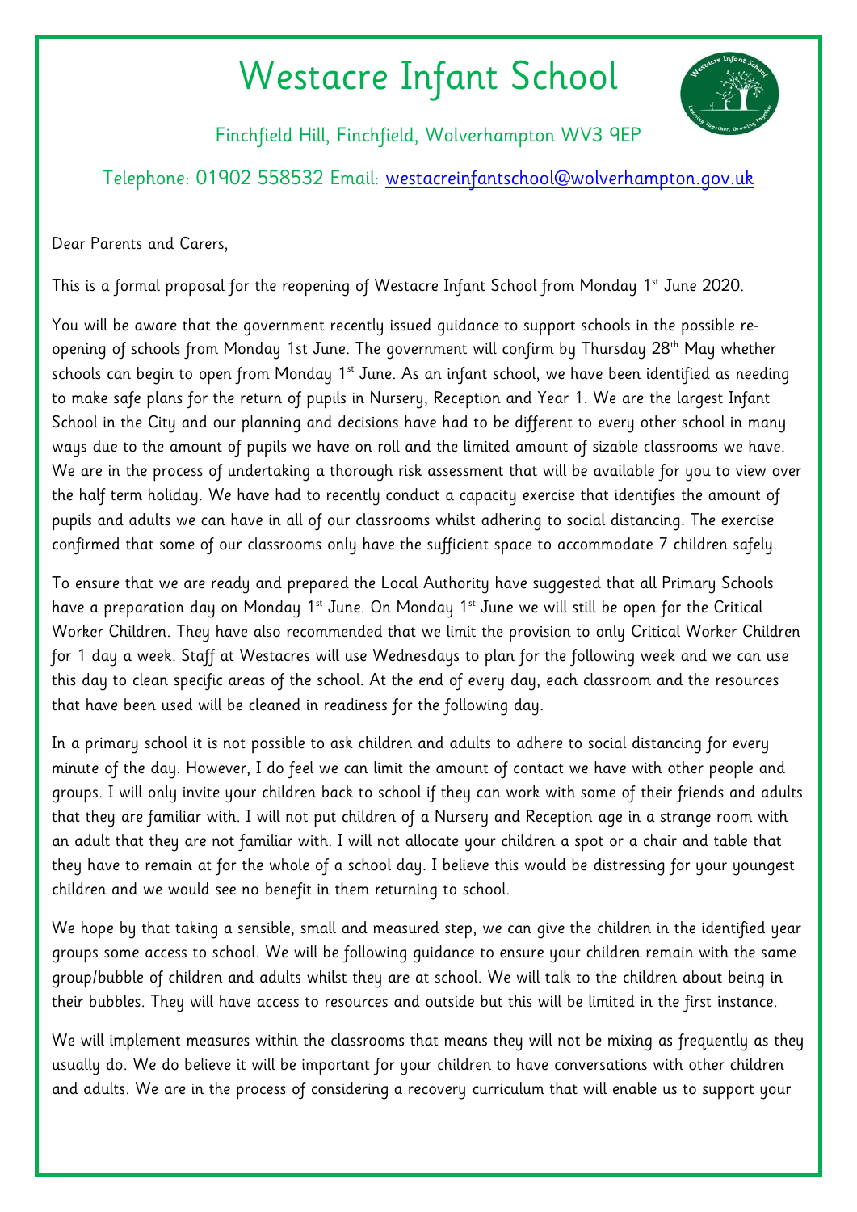# Westacre Infant School

Finchfield Hill, Finchfield, Wolverhampton WV3 9EP

Telephone: 01902 558532 Email: westacreinfantschool@wolverhampton.gov.uk

Dear Parents and Carers,

This is a formal proposal for the reopening of Westacre Infant School from Monday 1st June 2020.

You will be aware that the government recently issued guidance to support schools in the possible re-opening of schools from Monday 1st June. The government will confirm by Thursday 28th May whether schools can begin to open from Monday 1st June. As an infant school, we have been identified as needing to make safe plans for the return of pupils in Nursery, Reception and Year 1. We are the largest Infant School in the City and our planning and decisions have had to be different to every other school in many ways due to the amount of pupils we have on roll and the limited amount of sizable classrooms we have. We are in the process of undertaking a thorough risk assessment that will be available for you to view over the half term holiday. We have had to recently conduct a capacity exercise that identifies the amount of pupils and adults we can have in all of our classrooms whilst adhering to social distancing. The exercise confirmed that some of our classrooms only have the sufficient space to accommodate 7 children safely.

To ensure that we are ready and prepared the Local Authority have suggested that all Primary Schools have a preparation day on Monday 1st June. On Monday 1st June we will still be open for the Critical Worker Children. They have also recommended that we limit the provision to only Critical Worker Children for 1 day a week. Staff at Westacres will use Wednesdays to plan for the following week and we can use this day to clean specific areas of the school. At the end of every day, each classroom and the resources that have been used will be cleaned in readiness for the following day.

In a primary school it is not possible to ask children and adults to adhere to social distancing for every minute of the day. However, I do feel we can limit the amount of contact we have with other people and groups. I will only invite your children back to school if they can work with some of their friends and adults that they are familiar with. I will not put children of a Nursery and Reception age in a strange room with an adult that they are not familiar with. I will not allocate your children a spot or a chair and table that they have to remain at for the whole of a school day. I believe this would be distressing for your youngest children and we would see no benefit in them returning to school.

We hope by that taking a sensible, small and measured step, we can give the children in the identified year groups some access to school. We will be following guidance to ensure your children remain with the same group/bubble of children and adults whilst they are at school. We will talk to the children about being in their bubbles. They will have access to resources and outside but this will be limited in the first instance.

We will implement measures within the classrooms that means they will not be mixing as frequently as they usually do. We do believe it will be important for your children to have conversations with other children and adults. We are in the process of considering a recovery curriculum that will enable us to support your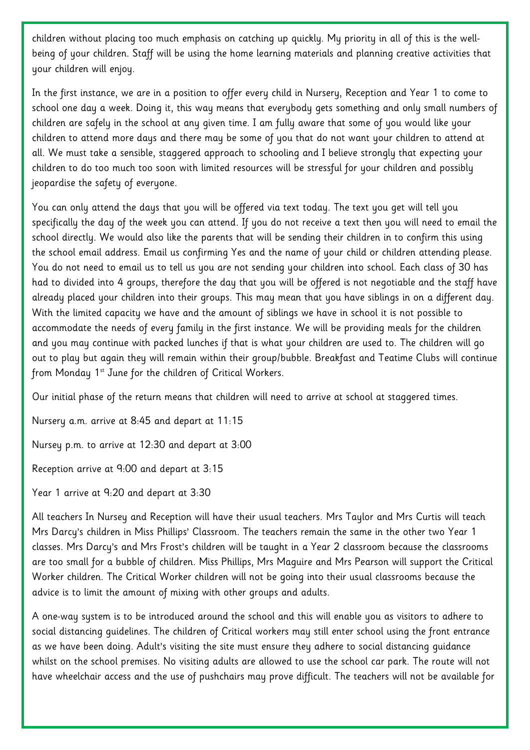children without placing too much emphasis on catching up quickly. My priority in all of this is the well-being of your children. Staff will be using the home learning materials and planning creative activities that your children will enjoy.

In the first instance, we are in a position to offer every child in Nursery, Reception and Year 1 to come to school one day a week. Doing it, this way means that everybody gets something and only small numbers of children are safely in the school at any given time. I am fully aware that some of you would like your children to attend more days and there may be some of you that do not want your children to attend at all. We must take a sensible, staggered approach to schooling and I believe strongly that expecting your children to do too much too soon with limited resources will be stressful for your children and possibly jeopardise the safety of everyone.

You can only attend the days that you will be offered via text today. The text you get will tell you specifically the day of the week you can attend. If you do not receive a text then you will need to email the school directly. We would also like the parents that will be sending their children in to confirm this using the school email address. Email us confirming Yes and the name of your child or children attending please. You do not need to email us to tell us you are not sending your children into school. Each class of 30 has had to divided into 4 groups, therefore the day that you will be offered is not negotiable and the staff have already placed your children into their groups. This may mean that you have siblings in on a different day. With the limited capacity we have and the amount of siblings we have in school it is not possible to accommodate the needs of every family in the first instance. We will be providing meals for the children and you may continue with packed lunches if that is what your children are used to. The children will go out to play but again they will remain within their group/bubble. Breakfast and Teatime Clubs will continue from Monday 1st June for the children of Critical Workers.

Our initial phase of the return means that children will need to arrive at school at staggered times.

Nursery a.m. arrive at 8:45 and depart at 11:15

Nursey p.m. to arrive at 12:30 and depart at 3:00

Reception arrive at 9:00 and depart at 3:15

Year 1 arrive at 9:20 and depart at 3:30

All teachers In Nursey and Reception will have their usual teachers. Mrs Taylor and Mrs Curtis will teach Mrs Darcy's children in Miss Phillips' Classroom. The teachers remain the same in the other two Year 1 classes. Mrs Darcy's and Mrs Frost's children will be taught in a Year 2 classroom because the classrooms are too small for a bubble of children. Miss Phillips, Mrs Maguire and Mrs Pearson will support the Critical Worker children. The Critical Worker children will not be going into their usual classrooms because the advice is to limit the amount of mixing with other groups and adults.

A one-way system is to be introduced around the school and this will enable you as visitors to adhere to social distancing guidelines. The children of Critical workers may still enter school using the front entrance as we have been doing. Adult's visiting the site must ensure they adhere to social distancing guidance whilst on the school premises. No visiting adults are allowed to use the school car park. The route will not have wheelchair access and the use of pushchairs may prove difficult. The teachers will not be available for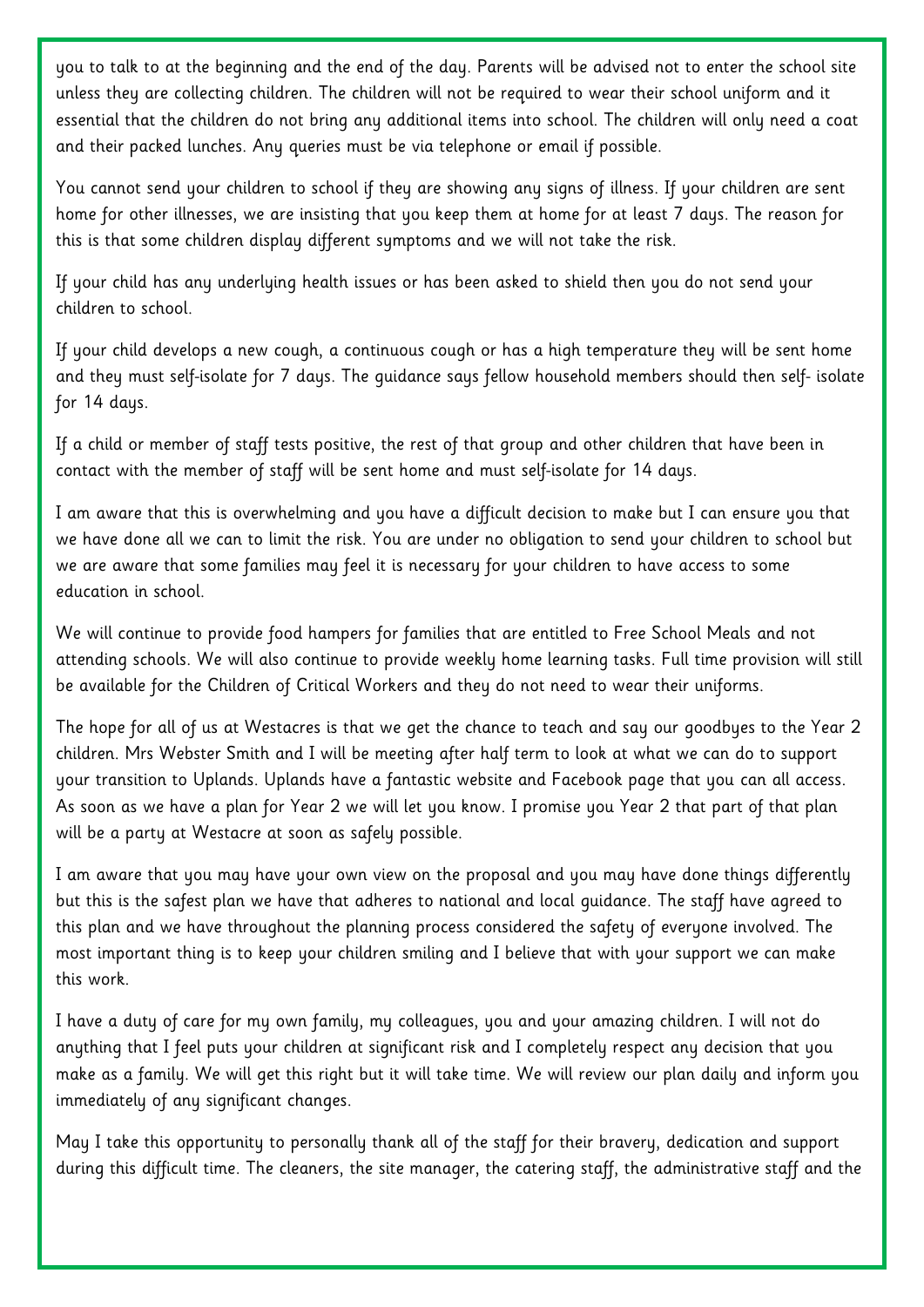you to talk to at the beginning and the end of the day. Parents will be advised not to enter the school site unless they are collecting children. The children will not be required to wear their school uniform and it essential that the children do not bring any additional items into school. The children will only need a coat and their packed lunches. Any queries must be via telephone or email if possible.

You cannot send your children to school if they are showing any signs of illness. If your children are sent home for other illnesses, we are insisting that you keep them at home for at least 7 days. The reason for this is that some children display different symptoms and we will not take the risk.

If your child has any underlying health issues or has been asked to shield then you do not send your children to school.

If your child develops a new cough, a continuous cough or has a high temperature they will be sent home and they must self-isolate for 7 days. The guidance says fellow household members should then self- isolate for 14 days.

If a child or member of staff tests positive, the rest of that group and other children that have been in contact with the member of staff will be sent home and must self-isolate for 14 days.

I am aware that this is overwhelming and you have a difficult decision to make but I can ensure you that we have done all we can to limit the risk. You are under no obligation to send your children to school but we are aware that some families may feel it is necessary for your children to have access to some education in school.

We will continue to provide food hampers for families that are entitled to Free School Meals and not attending schools. We will also continue to provide weekly home learning tasks. Full time provision will still be available for the Children of Critical Workers and they do not need to wear their uniforms.

The hope for all of us at Westacres is that we get the chance to teach and say our goodbyes to the Year 2 children. Mrs Webster Smith and I will be meeting after half term to look at what we can do to support your transition to Uplands. Uplands have a fantastic website and Facebook page that you can all access. As soon as we have a plan for Year 2 we will let you know. I promise you Year 2 that part of that plan will be a party at Westacre at soon as safely possible.

I am aware that you may have your own view on the proposal and you may have done things differently but this is the safest plan we have that adheres to national and local guidance. The staff have agreed to this plan and we have throughout the planning process considered the safety of everyone involved. The most important thing is to keep your children smiling and I believe that with your support we can make this work.

I have a duty of care for my own family, my colleagues, you and your amazing children. I will not do anything that I feel puts your children at significant risk and I completely respect any decision that you make as a family. We will get this right but it will take time. We will review our plan daily and inform you immediately of any significant changes.

May I take this opportunity to personally thank all of the staff for their bravery, dedication and support during this difficult time. The cleaners, the site manager, the catering staff, the administrative staff and the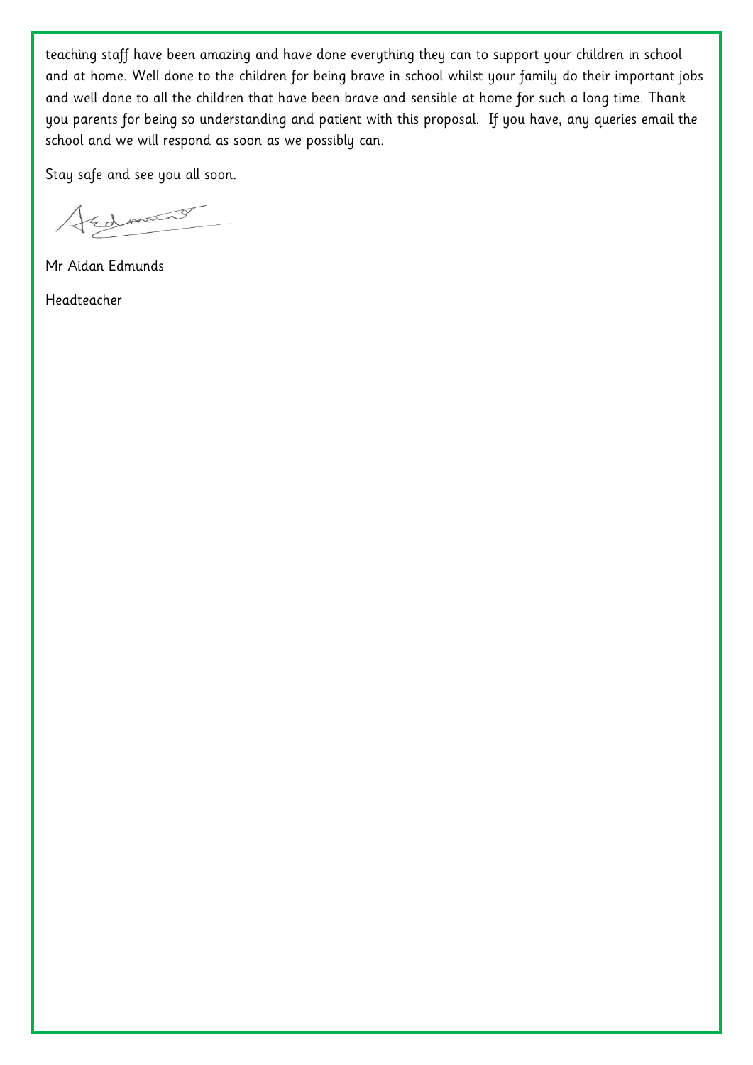teaching staff have been amazing and have done everything they can to support your children in school and at home. Well done to the children for being brave in school whilst your family do their important jobs and well done to all the children that have been brave and sensible at home for such a long time. Thank you parents for being so understanding and patient with this proposal. If you have, any queries email the school and we will respond as soon as we possibly can.

Stay safe and see you all soon.

Mr Aidan Edmunds

Headteacher